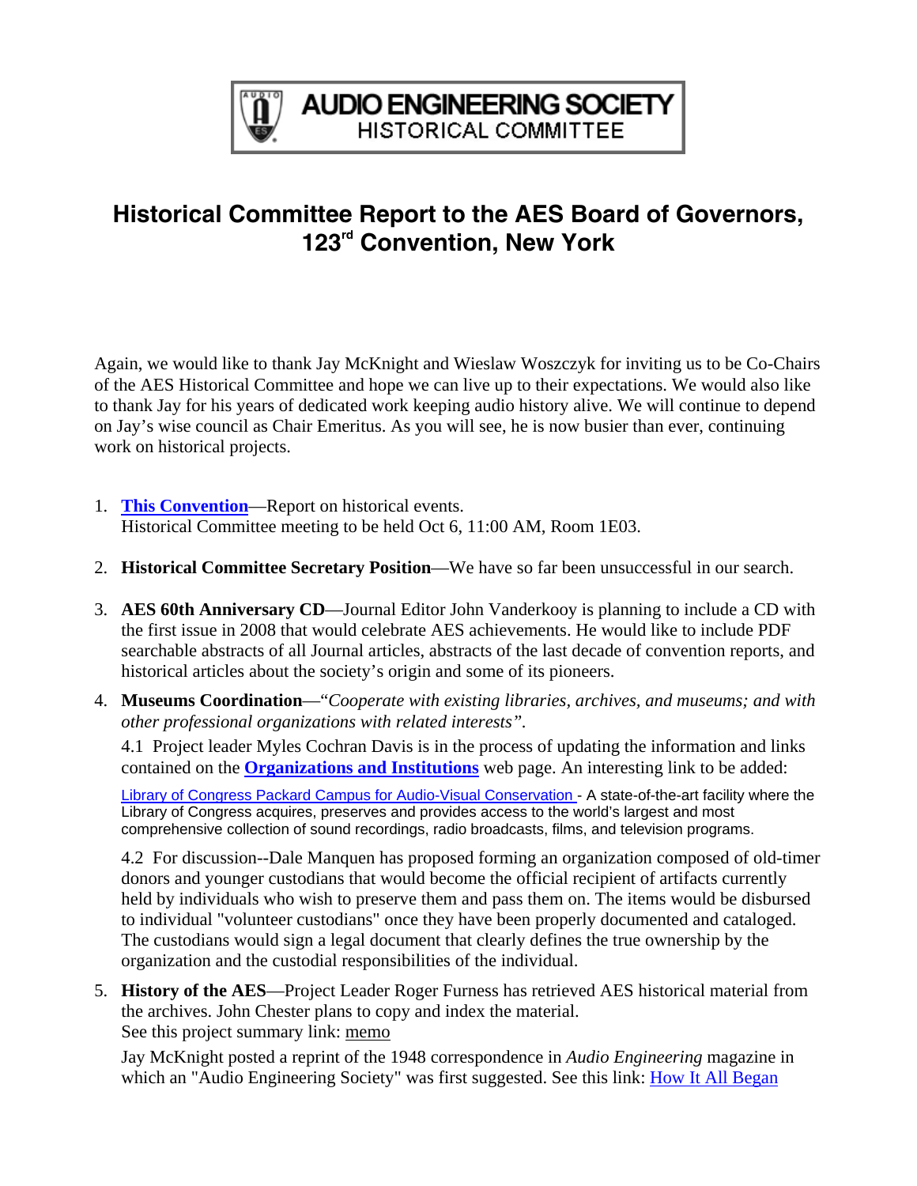**AUDIO ENGINEERING SOCIETY**
HISTORICAL COMMITTEE

# Historical Committee Report to the AES Board of Governors, 123rd Convention, New York

Again, we would like to thank Jay McKnight and Wieslaw Woszczyk for inviting us to be Co-Chairs of the AES Historical Committee and hope we can live up to their expectations. We would also like to thank Jay for his years of dedicated work keeping audio history alive. We will continue to depend on Jay's wise council as Chair Emeritus. As you will see, he is now busier than ever, continuing work on historical projects.

1. **This Convention**—Report on historical events.
   Historical Committee meeting to be held Oct 6, 11:00 AM, Room 1E03.

2. **Historical Committee Secretary Position**—We have so far been unsuccessful in our search.

3. **AES 60th Anniversary CD**—Journal Editor John Vanderkooy is planning to include a CD with the first issue in 2008 that would celebrate AES achievements. He would like to include PDF searchable abstracts of all Journal articles, abstracts of the last decade of convention reports, and historical articles about the society's origin and some of its pioneers.

4. **Museums Coordination**—"*Cooperate with existing libraries, archives, and museums; and with other professional organizations with related interests".*

   4.1 Project leader Myles Cochran Davis is in the process of updating the information and links contained on the **Organizations and Institutions** web page. An interesting link to be added:

   Library of Congress Packard Campus for Audio-Visual Conservation - A state-of-the-art facility where the Library of Congress acquires, preserves and provides access to the world's largest and most comprehensive collection of sound recordings, radio broadcasts, films, and television programs.

   4.2 For discussion--Dale Manquen has proposed forming an organization composed of old-timer donors and younger custodians that would become the official recipient of artifacts currently held by individuals who wish to preserve them and pass them on. The items would be disbursed to individual "volunteer custodians" once they have been properly documented and cataloged. The custodians would sign a legal document that clearly defines the true ownership by the organization and the custodial responsibilities of the individual.

5. **History of the AES**—Project Leader Roger Furness has retrieved AES historical material from the archives. John Chester plans to copy and index the material.
   See this project summary link: memo

   Jay McKnight posted a reprint of the 1948 correspondence in *Audio Engineering* magazine in which an "Audio Engineering Society" was first suggested. See this link: How It All Began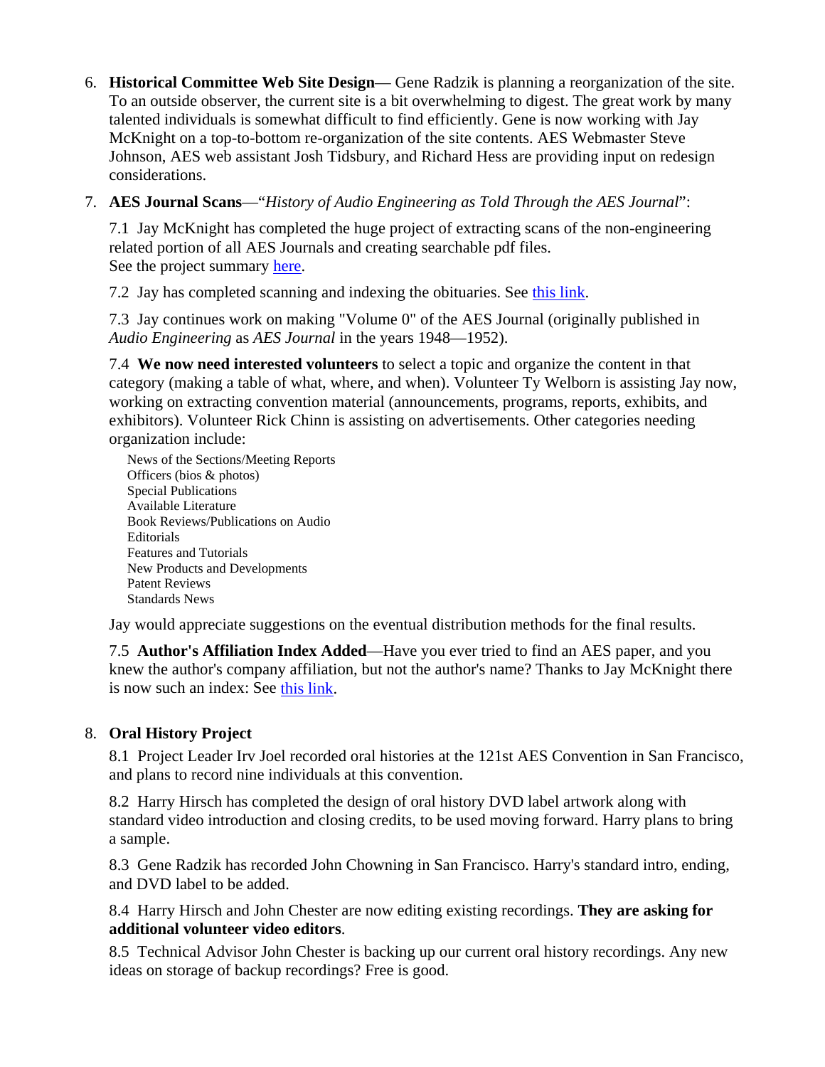6. **Historical Committee Web Site Design**— Gene Radzik is planning a reorganization of the site. To an outside observer, the current site is a bit overwhelming to digest. The great work by many talented individuals is somewhat difficult to find efficiently. Gene is now working with Jay McKnight on a top-to-bottom re-organization of the site contents. AES Webmaster Steve Johnson, AES web assistant Josh Tidsbury, and Richard Hess are providing input on redesign considerations.

7. **AES Journal Scans**—"*History of Audio Engineering as Told Through the AES Journal*":

   7.1 Jay McKnight has completed the huge project of extracting scans of the non-engineering related portion of all AES Journals and creating searchable pdf files.
   See the project summary here.

   7.2 Jay has completed scanning and indexing the obituaries. See this link.

   7.3 Jay continues work on making "Volume 0" of the AES Journal (originally published in *Audio Engineering* as *AES Journal* in the years 1948—1952).

   7.4 **We now need interested volunteers** to select a topic and organize the content in that category (making a table of what, where, and when). Volunteer Ty Welborn is assisting Jay now, working on extracting convention material (announcements, programs, reports, exhibits, and exhibitors). Volunteer Rick Chinn is assisting on advertisements. Other categories needing organization include:

   News of the Sections/Meeting Reports
   Officers (bios & photos)
   Special Publications
   Available Literature
   Book Reviews/Publications on Audio
   Editorials
   Features and Tutorials
   New Products and Developments
   Patent Reviews
   Standards News

   Jay would appreciate suggestions on the eventual distribution methods for the final results.

   7.5 **Author's Affiliation Index Added**—Have you ever tried to find an AES paper, and you knew the author's company affiliation, but not the author's name? Thanks to Jay McKnight there is now such an index: See this link.

8. **Oral History Project**

   8.1 Project Leader Irv Joel recorded oral histories at the 121st AES Convention in San Francisco, and plans to record nine individuals at this convention.

   8.2 Harry Hirsch has completed the design of oral history DVD label artwork along with standard video introduction and closing credits, to be used moving forward. Harry plans to bring a sample.

   8.3 Gene Radzik has recorded John Chowning in San Francisco. Harry's standard intro, ending, and DVD label to be added.

   8.4 Harry Hirsch and John Chester are now editing existing recordings. **They are asking for additional volunteer video editors**.

   8.5 Technical Advisor John Chester is backing up our current oral history recordings. Any new ideas on storage of backup recordings? Free is good.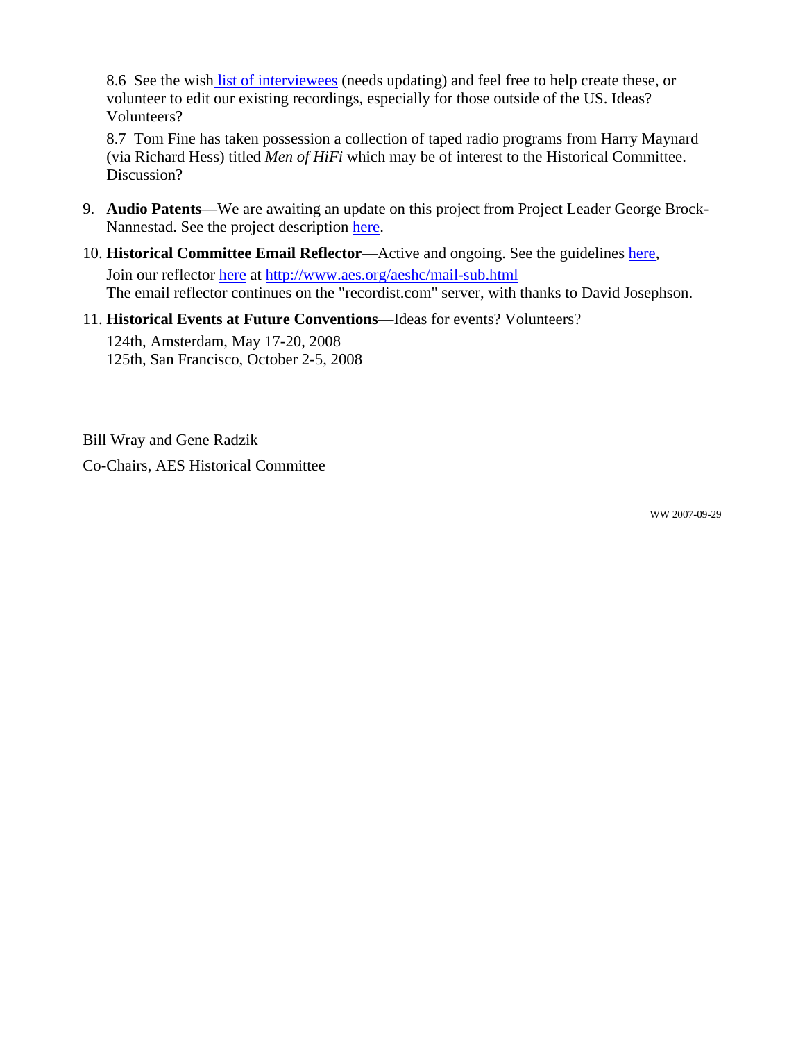8.6 See the wish list of interviewees (needs updating) and feel free to help create these, or volunteer to edit our existing recordings, especially for those outside of the US. Ideas? Volunteers?

8.7 Tom Fine has taken possession a collection of taped radio programs from Harry Maynard (via Richard Hess) titled *Men of HiFi* which may be of interest to the Historical Committee. Discussion?

9. **Audio Patents**—We are awaiting an update on this project from Project Leader George Brock-Nannestad. See the project description here.

10. **Historical Committee Email Reflector**—Active and ongoing. See the guidelines here,
    Join our reflector here at http://www.aes.org/aeshc/mail-sub.html
    The email reflector continues on the "recordist.com" server, with thanks to David Josephson.

11. **Historical Events at Future Conventions**—Ideas for events? Volunteers?

    124th, Amsterdam, May 17-20, 2008
    125th, San Francisco, October 2-5, 2008

Bill Wray and Gene Radzik

Co-Chairs, AES Historical Committee

WW 2007-09-29